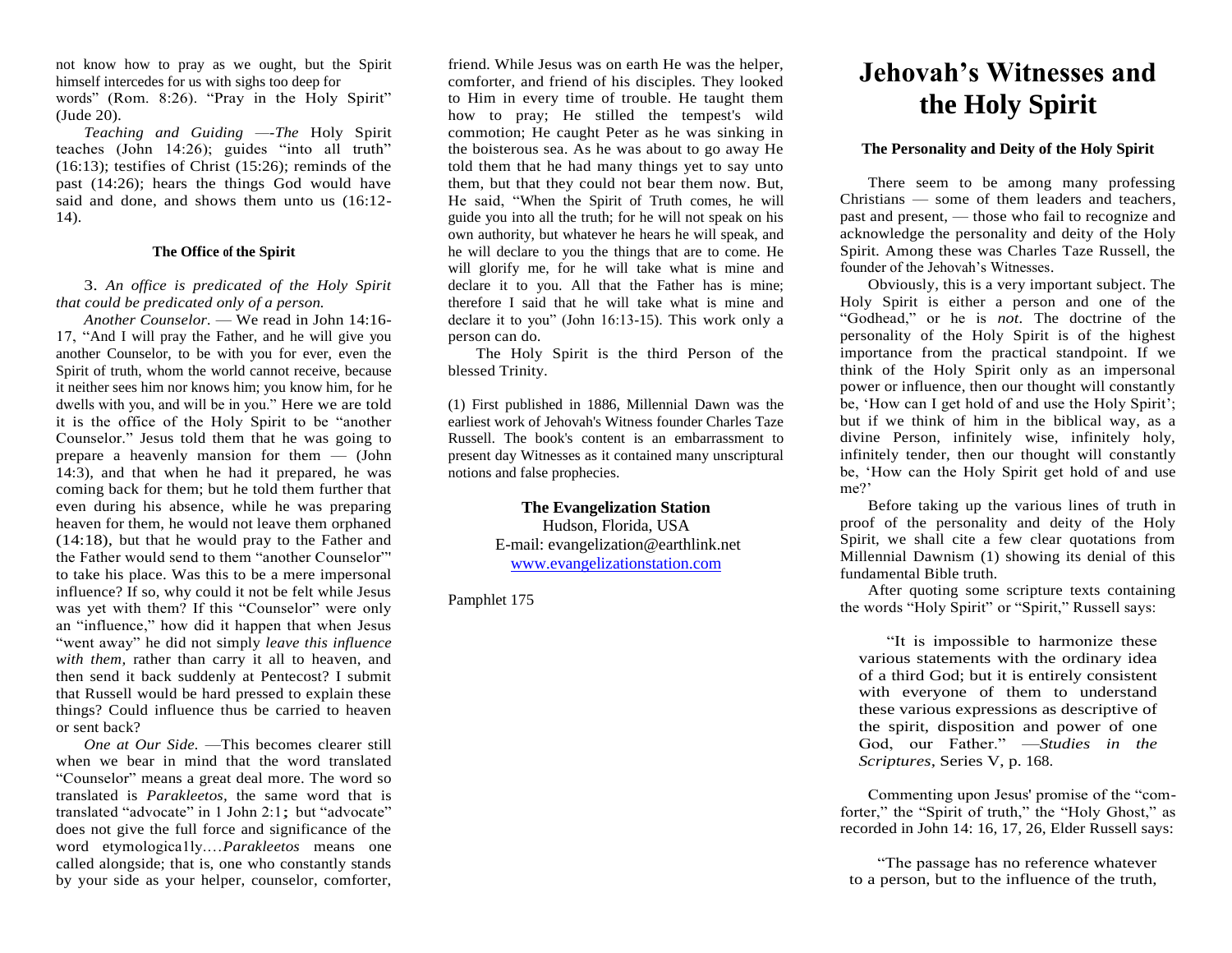not know how to pray as we ought, but the Spirit himself intercedes for us with sighs too deep for words" (Rom. 8:26). "Pray in the Holy Spirit" (Jude 20).

*Teaching and Guiding* —*-The* Holy Spirit teaches (John 14:26); guides "into all truth" (16:13); testifies of Christ (15:26); reminds of the past (14:26); hears the things God would have said and done, and shows them unto us (16:12-14).

#### The Office of the Spirit

3. *An office is predicated of the Holy Spirit that could be predicated only of a person.*

*Another Counselor.* — We read in John 14:16-17, "And I will pray the Father, and he will give you another Counselor, to be with you for ever, even the Spirit of truth, whom the world cannot receive, because it neither sees him nor knows him; you know him, for he dwells with you, and will be in you." Here we are told it is the office of the Holy Spirit to be "another Counselor." Jesus told them that he was going to prepare a heavenly mansion for them — (John 14:3), and that when he had it prepared, he was coming back for them; but he told them further that even during his absence, while he was preparing heaven for them, he would not leave them orphaned (14:18), but that he would pray to the Father and the Father would send to them "another Counselor"' to take his place. Was this to be a mere impersonal influence? If so, why could it not be felt while Jesus was yet with them? If this "Counselor" were only an "influence," how did it happen that when Jesus "went away" he did not simply *leave this influence with them,* rather than carry it all to heaven, and then send it back suddenly at Pentecost? I submit that Russell would be hard pressed to explain these things? Could influence thus be carried to heaven or sent back?

*One at Our Side.* —This becomes clearer still when we bear in mind that the word translated "Counselor" means a great deal more. The word so translated is *Parakleetos,* the same word that is translated "advocate" in 1 John 2:1; but "advocate" does not give the full force and significance of the word etymologica1ly.…*Parakleetos* means one called alongside; that is, one who constantly stands by your side as your helper, counselor, comforter, friend. While Jesus was on earth He was the helper, comforter, and friend of his disciples. They looked to Him in every time of trouble. He taught them how to pray; He stilled the tempest's wild commotion; He caught Peter as he was sinking in the boisterous sea. As he was about to go away He told them that he had many things yet to say unto them, but that they could not bear them now. But, He said, "When the Spirit of Truth comes, he will guide you into all the truth; for he will not speak on his own authority, but whatever he hears he will speak, and he will declare to you the things that are to come. He will glorify me, for he will take what is mine and declare it to you. All that the Father has is mine; therefore I said that he will take what is mine and declare it to you" (John 16:13-15). This work only a person can do.

The Holy Spirit is the third Person of the blessed Trinity.

(1) First published in 1886, Millennial Dawn was the earliest work of Jehovah's Witness founder Charles Taze Russell. The book's content is an embarrassment to present day Witnesses as it contained many unscriptural notions and false prophecies.

**The Evangelization Station**
Hudson, Florida, USA
E-mail: evangelization@earthlink.net
www.evangelizationstation.com

Pamphlet 175

# Jehovah's Witnesses and the Holy Spirit

#### The Personality and Deity of the Holy Spirit

There seem to be among many professing Christians — some of them leaders and teachers, past and present, — those who fail to recognize and acknowledge the personality and deity of the Holy Spirit. Among these was Charles Taze Russell, the founder of the Jehovah's Witnesses.

Obviously, this is a very important subject. The Holy Spirit is either a person and one of the "Godhead," or he is *not*. The doctrine of the personality of the Holy Spirit is of the highest importance from the practical standpoint. If we think of the Holy Spirit only as an impersonal power or influence, then our thought will constantly be, 'How can I get hold of and use the Holy Spirit'; but if we think of him in the biblical way, as a divine Person, infinitely wise, infinitely holy, infinitely tender, then our thought will constantly be, 'How can the Holy Spirit get hold of and use me?'

Before taking up the various lines of truth in proof of the personality and deity of the Holy Spirit, we shall cite a few clear quotations from Millennial Dawnism (1) showing its denial of this fundamental Bible truth.

After quoting some scripture texts containing the words "Holy Spirit" or "Spirit," Russell says:

> "It is impossible to harmonize these various statements with the ordinary idea of a third God; but it is entirely consistent with everyone of them to understand these various expressions as descriptive of the spirit, disposition and power of one God, our Father." —*Studies in the Scriptures*, Series V, p. 168.

Commenting upon Jesus' promise of the "comforter," the "Spirit of truth," the "Holy Ghost," as recorded in John 14: 16, 17, 26, Elder Russell says:

> "The passage has no reference whatever to a person, but to the influence of the truth,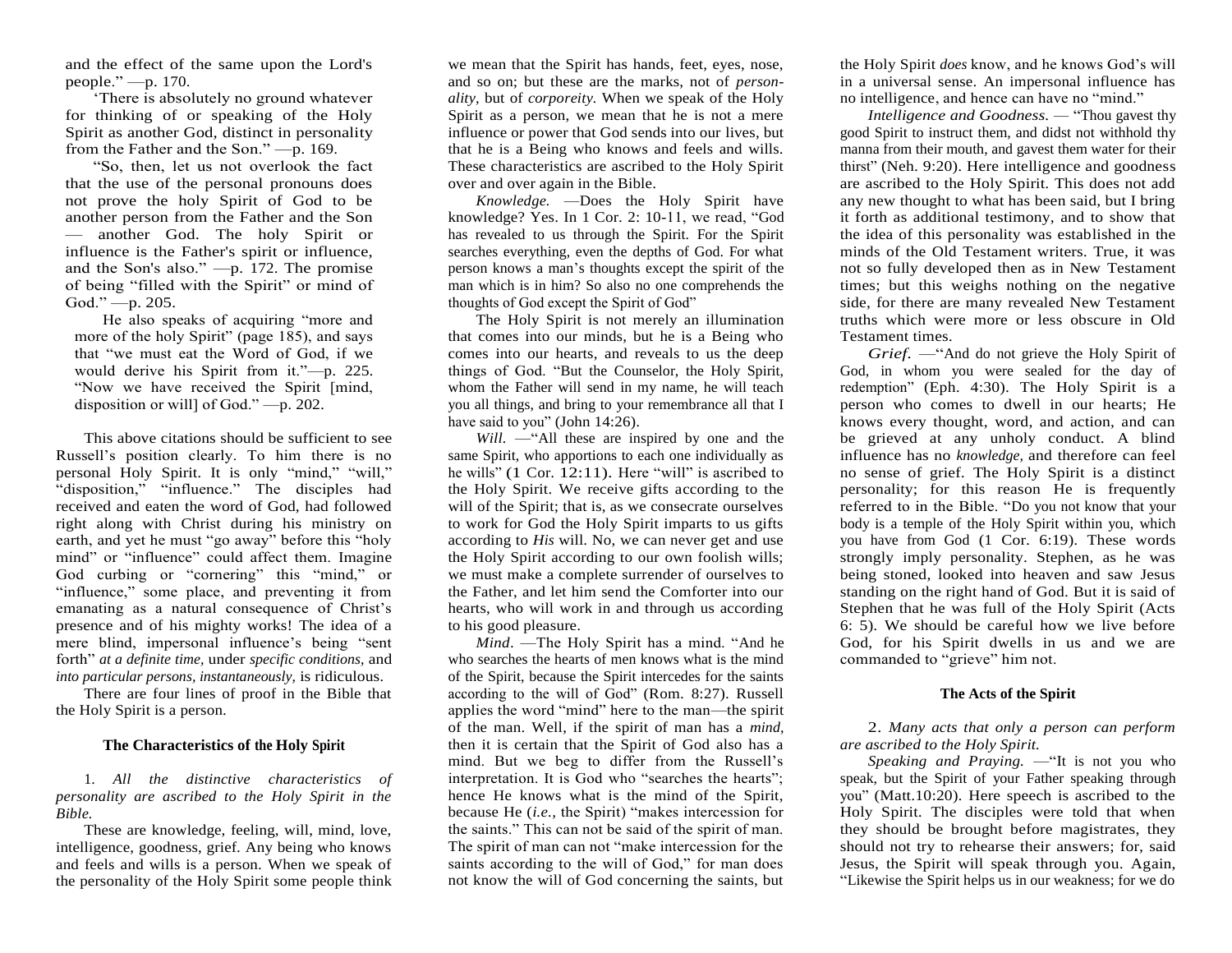and the effect of the same upon the Lord's people." —p. 170.

'There is absolutely no ground whatever for thinking of or speaking of the Holy Spirit as another God, distinct in personality from the Father and the Son." —p. 169.

"So, then, let us not overlook the fact that the use of the personal pronouns does not prove the holy Spirit of God to be another person from the Father and the Son — another God. The holy Spirit or influence is the Father's spirit or influence, and the Son's also." —p. 172. The promise of being "filled with the Spirit" or mind of God." —p. 205.

He also speaks of acquiring "more and more of the holy Spirit" (page 185), and says that "we must eat the Word of God, if we would derive his Spirit from it."—p. 225. "Now we have received the Spirit [mind, disposition or will] of God." —p. 202.

This above citations should be sufficient to see Russell's position clearly. To him there is no personal Holy Spirit. It is only "mind," "will," "disposition," "influence." The disciples had received and eaten the word of God, had followed right along with Christ during his ministry on earth, and yet he must "go away" before this "holy mind" or "influence" could affect them. Imagine God curbing or "cornering" this "mind," or "influence," some place, and preventing it from emanating as a natural consequence of Christ's presence and of his mighty works! The idea of a mere blind, impersonal influence's being "sent forth" *at a definite time,* under *specific conditions,* and *into particular persons, instantaneously,* is ridiculous.

There are four lines of proof in the Bible that the Holy Spirit is a person.

### The Characteristics of the Holy Spirit

1. *All the distinctive characteristics of personality are ascribed to the Holy Spirit in the Bible.*

These are knowledge, feeling, will, mind, love, intelligence, goodness, grief. Any being who knows and feels and wills is a person. When we speak of the personality of the Holy Spirit some people think we mean that the Spirit has hands, feet, eyes, nose, and so on; but these are the marks, not of *personality,* but of *corporeity.* When we speak of the Holy Spirit as a person, we mean that he is not a mere influence or power that God sends into our lives, but that he is a Being who knows and feels and wills. These characteristics are ascribed to the Holy Spirit over and over again in the Bible.

*Knowledge.* —Does the Holy Spirit have knowledge? Yes. In 1 Cor. 2: 10-11, we read, "God has revealed to us through the Spirit. For the Spirit searches everything, even the depths of God. For what person knows a man's thoughts except the spirit of the man which is in him? So also no one comprehends the thoughts of God except the Spirit of God"

The Holy Spirit is not merely an illumination that comes into our minds, but he is a Being who comes into our hearts, and reveals to us the deep things of God. "But the Counselor, the Holy Spirit, whom the Father will send in my name, he will teach you all things, and bring to your remembrance all that I have said to you" (John 14:26).

*Will.* —"All these are inspired by one and the same Spirit, who apportions to each one individually as he wills" (1 Cor. 12:11). Here "will" is ascribed to the Holy Spirit. We receive gifts according to the will of the Spirit; that is, as we consecrate ourselves to work for God the Holy Spirit imparts to us gifts according to *His* will. No, we can never get and use the Holy Spirit according to our own foolish wills; we must make a complete surrender of ourselves to the Father, and let him send the Comforter into our hearts, who will work in and through us according to his good pleasure.

*Mind*. —The Holy Spirit has a mind. "And he who searches the hearts of men knows what is the mind of the Spirit, because the Spirit intercedes for the saints according to the will of God" (Rom. 8:27). Russell applies the word "mind" here to the man—the spirit of the man. Well, if the spirit of man has a *mind,* then it is certain that the Spirit of God also has a mind. But we beg to differ from the Russell's interpretation. It is God who "searches the hearts"; hence He knows what is the mind of the Spirit, because He (*i.e.,* the Spirit) "makes intercession for the saints." This can not be said of the spirit of man. The spirit of man can not "make intercession for the saints according to the will of God," for man does not know the will of God concerning the saints, but the Holy Spirit *does* know, and he knows God's will in a universal sense. An impersonal influence has no intelligence, and hence can have no "mind."

*Intelligence and Goodness.* — "Thou gavest thy good Spirit to instruct them, and didst not withhold thy manna from their mouth, and gavest them water for their thirst" (Neh. 9:20). Here intelligence and goodness are ascribed to the Holy Spirit. This does not add any new thought to what has been said, but I bring it forth as additional testimony, and to show that the idea of this personality was established in the minds of the Old Testament writers. True, it was not so fully developed then as in New Testament times; but this weighs nothing on the negative side, for there are many revealed New Testament truths which were more or less obscure in Old Testament times.

*Grief.* —"And do not grieve the Holy Spirit of God, in whom you were sealed for the day of redemption" (Eph. 4:30). The Holy Spirit is a person who comes to dwell in our hearts; He knows every thought, word, and action, and can be grieved at any unholy conduct. A blind influence has no *knowledge,* and therefore can feel no sense of grief. The Holy Spirit is a distinct personality; for this reason He is frequently referred to in the Bible. "Do you not know that your body is a temple of the Holy Spirit within you, which you have from God (1 Cor. 6:19). These words strongly imply personality. Stephen, as he was being stoned, looked into heaven and saw Jesus standing on the right hand of God. But it is said of Stephen that he was full of the Holy Spirit (Acts 6: 5). We should be careful how we live before God, for his Spirit dwells in us and we are commanded to "grieve" him not.

### The Acts of the Spirit

2. *Many acts that only a person can perform are ascribed to the Holy Spirit.*

*Speaking and Praying.* —"It is not you who speak, but the Spirit of your Father speaking through you" (Matt.10:20). Here speech is ascribed to the Holy Spirit. The disciples were told that when they should be brought before magistrates, they should not try to rehearse their answers; for, said Jesus, the Spirit will speak through you. Again, "Likewise the Spirit helps us in our weakness; for we do